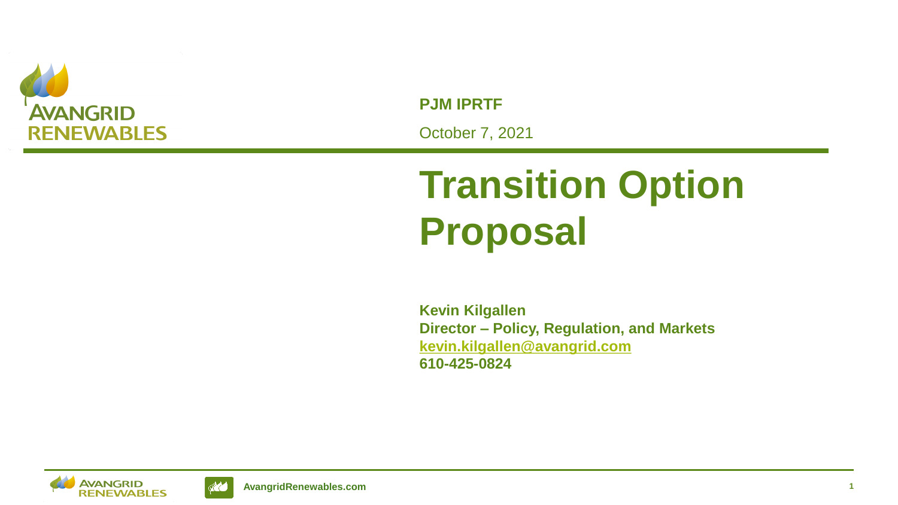**PJM IPRTF**

October 7, 2021

# Transition Option Proposal

**Kevin Kilgallen**
**Director – Policy, Regulation, and Markets**
**kevin.kilgallen@avangrid.com**
**610-425-0824**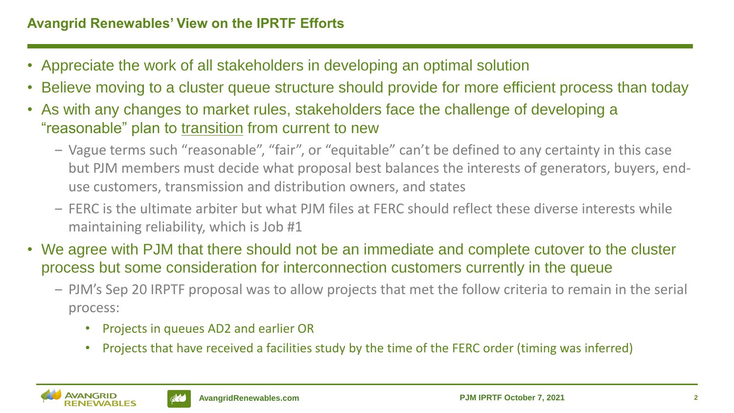## Avangrid Renewables' View on the IPRTF Efforts

- Appreciate the work of all stakeholders in developing an optimal solution
- Believe moving to a cluster queue structure should provide for more efficient process than today
- As with any changes to market rules, stakeholders face the challenge of developing a "reasonable" plan to transition from current to new
  - Vague terms such "reasonable", "fair", or "equitable" can't be defined to any certainty in this case but PJM members must decide what proposal best balances the interests of generators, buyers, end-use customers, transmission and distribution owners, and states
  - FERC is the ultimate arbiter but what PJM files at FERC should reflect these diverse interests while maintaining reliability, which is Job #1
- We agree with PJM that there should not be an immediate and complete cutover to the cluster process but some consideration for interconnection customers currently in the queue
  - PJM's Sep 20 IRPTF proposal was to allow projects that met the follow criteria to remain in the serial process:
    - Projects in queues AD2 and earlier OR
    - Projects that have received a facilities study by the time of the FERC order (timing was inferred)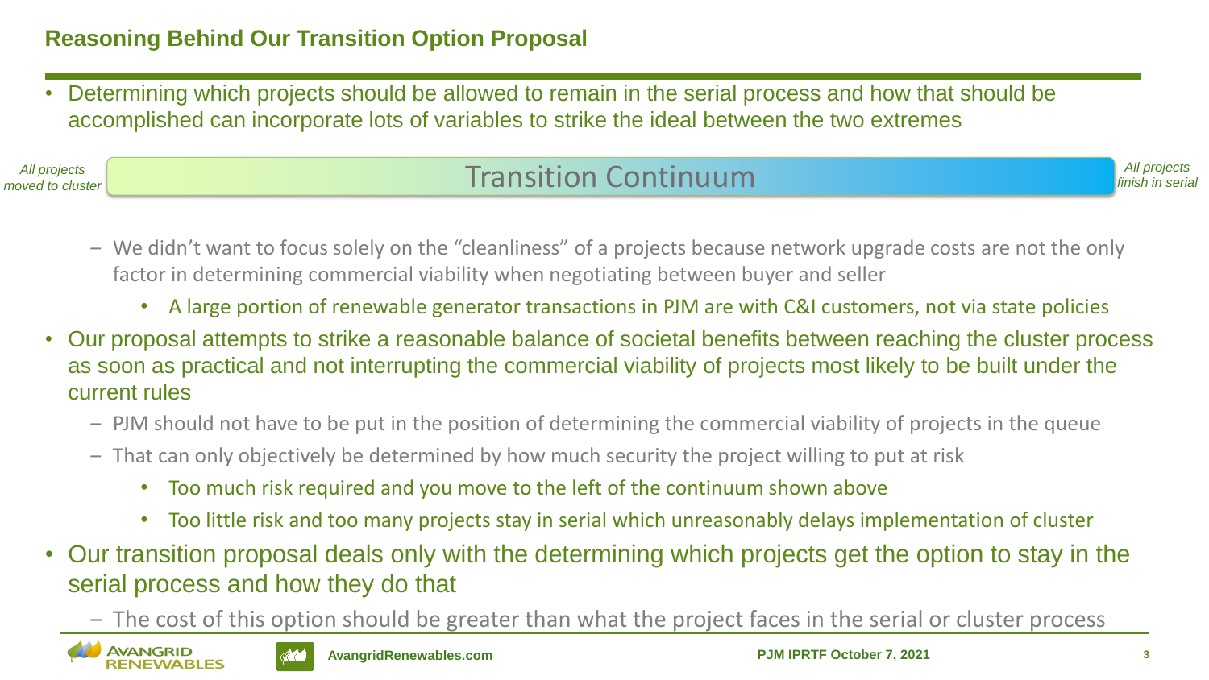# Reasoning Behind Our Transition Option Proposal

- Determining which projects should be allowed to remain in the serial process and how that should be accomplished can incorporate lots of variables to strike the ideal between the two extremes

*All projects moved to cluster* — **Transition Continuum** — *All projects finish in serial*

  - We didn't want to focus solely on the "cleanliness" of a projects because network upgrade costs are not the only factor in determining commercial viability when negotiating between buyer and seller
    - A large portion of renewable generator transactions in PJM are with C&I customers, not via state policies
- Our proposal attempts to strike a reasonable balance of societal benefits between reaching the cluster process as soon as practical and not interrupting the commercial viability of projects most likely to be built under the current rules
  - PJM should not have to be put in the position of determining the commercial viability of projects in the queue
  - That can only objectively be determined by how much security the project willing to put at risk
    - Too much risk required and you move to the left of the continuum shown above
    - Too little risk and too many projects stay in serial which unreasonably delays implementation of cluster
- Our transition proposal deals only with the determining which projects get the option to stay in the serial process and how they do that
  - The cost of this option should be greater than what the project faces in the serial or cluster process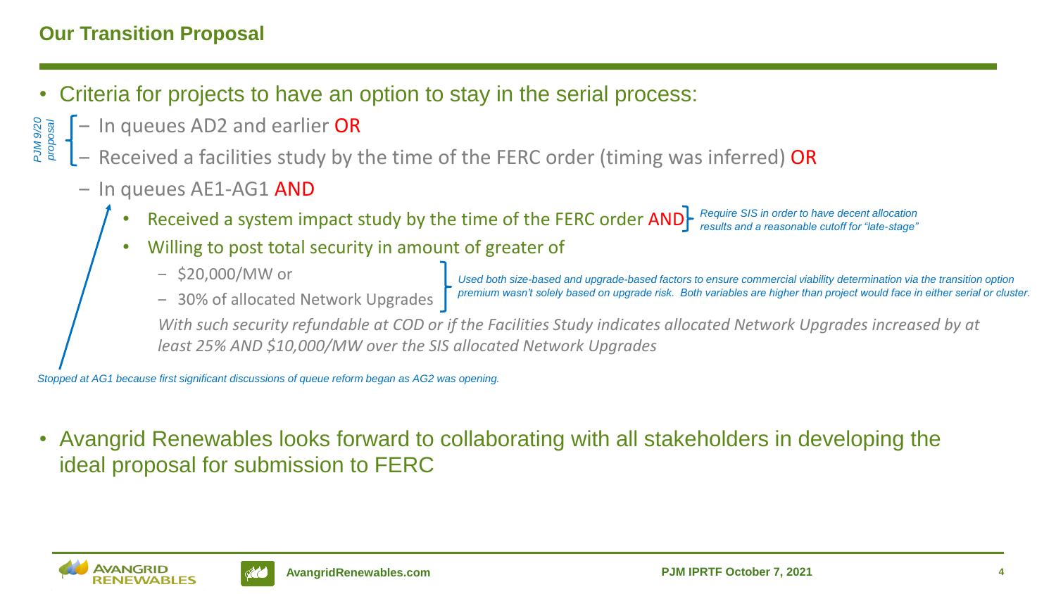## Our Transition Proposal

- Criteria for projects to have an option to stay in the serial process:
  - In queues AD2 and earlier **OR**
  - Received a facilities study by the time of the FERC order (timing was inferred) **OR**

    *PJM 9/20 proposal*
  - In queues AE1-AG1 **AND**
    - Received a system impact study by the time of the FERC order **AND**

      *Require SIS in order to have decent allocation results and a reasonable cutoff for "late-stage"*
    - Willing to post total security in amount of greater of
      - $20,000/MW or
      - 30% of allocated Network Upgrades

      *Used both size-based and upgrade-based factors to ensure commercial viability determination via the transition option premium wasn't solely based on upgrade risk. Both variables are higher than project would face in either serial or cluster.*

      *With such security refundable at COD or if the Facilities Study indicates allocated Network Upgrades increased by at least 25% AND $10,000/MW over the SIS allocated Network Upgrades*

*Stopped at AG1 because first significant discussions of queue reform began as AG2 was opening.*

- Avangrid Renewables looks forward to collaborating with all stakeholders in developing the ideal proposal for submission to FERC